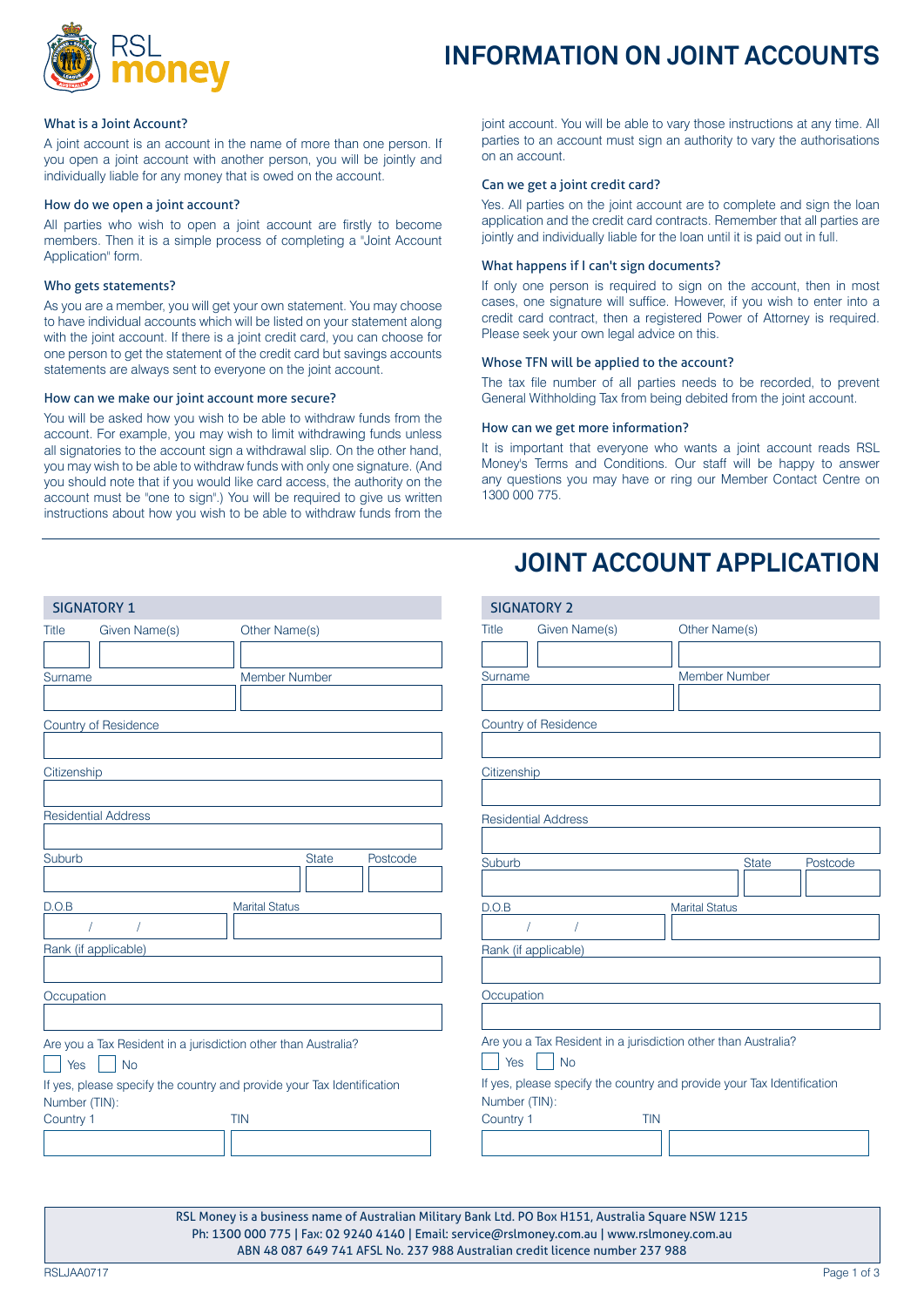# INFORMATION ON JOINT ACCOUNTS

### What is a Joint Account?

A joint account is an account in the name of more than one person. If you open a joint account with another person, you will be jointly and individually liable for any money that is owed on the account.

### How do we open a joint account?

All parties who wish to open a joint account are firstly to become members. Then it is a simple process of completing a "Joint Account Application" form.

### Who gets statements?

As you are a member, you will get your own statement. You may choose to have individual accounts which will be listed on your statement along with the joint account. If there is a joint credit card, you can choose for one person to get the statement of the credit card but savings accounts statements are always sent to everyone on the joint account.

### How can we make our joint account more secure?

You will be asked how you wish to be able to withdraw funds from the account. For example, you may wish to limit withdrawing funds unless all signatories to the account sign a withdrawal slip. On the other hand, you may wish to be able to withdraw funds with only one signature. (And you should note that if you would like card access, the authority on the account must be "one to sign".) You will be required to give us written instructions about how you wish to be able to withdraw funds from the joint account. You will be able to vary those instructions at any time. All parties to an account must sign an authority to vary the authorisations on an account.

### Can we get a joint credit card?

Yes. All parties on the joint account are to complete and sign the loan application and the credit card contracts. Remember that all parties are jointly and individually liable for the loan until it is paid out in full.

### What happens if I can't sign documents?

If only one person is required to sign on the account, then in most cases, one signature will suffice. However, if you wish to enter into a credit card contract, then a registered Power of Attorney is required. Please seek your own legal advice on this.

### Whose TFN will be applied to the account?

The tax file number of all parties needs to be recorded, to prevent General Withholding Tax from being debited from the joint account.

### How can we get more information?

It is important that everyone who wants a joint account reads RSL Money's Terms and Conditions. Our staff will be happy to answer any questions you may have or ring our Member Contact Centre on 1300 000 775.

# JOINT ACCOUNT APPLICATION

## SIGNATORY 1

Title: ______ Given Name(s): ______ Other Name(s): ______

Surname: ______ Member Number: ______

Country of Residence: ______

Citizenship: ______

Residential Address: ______

Suburb: ______ State: ______ Postcode: ______

D.O.B: ___ / ___ / ___ Marital Status: ______

Rank (if applicable): ______

Occupation: ______

Are you a Tax Resident in a jurisdiction other than Australia?

☐ Yes ☐ No

If yes, please specify the country and provide your Tax Identification Number (TIN):

Country 1: ______ TIN: ______

## SIGNATORY 2

Title: ______ Given Name(s): ______ Other Name(s): ______

Surname: ______ Member Number: ______

Country of Residence: ______

Citizenship: ______

Residential Address: ______

Suburb: ______ State: ______ Postcode: ______

D.O.B: ___ / ___ / ___ Marital Status: ______

Rank (if applicable): ______

Occupation: ______

Are you a Tax Resident in a jurisdiction other than Australia?

☐ Yes ☐ No

If yes, please specify the country and provide your Tax Identification Number (TIN):

Country 1: ______ TIN: ______

RSL Money is a business name of Australian Military Bank Ltd. PO Box H151, Australia Square NSW 1215
Ph: 1300 000 775 | Fax: 02 9240 4140 | Email: service@rslmoney.com.au | www.rslmoney.com.au
ABN 48 087 649 741 AFSL No. 237 988 Australian credit licence number 237 988

RSLJAA0717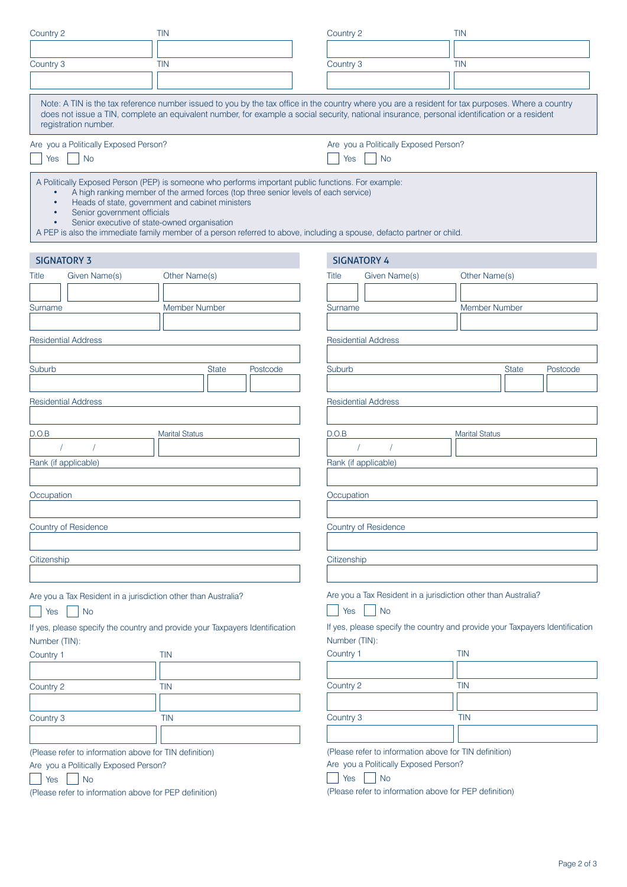Country 2 | TIN

Country 3 | TIN

Country 2 | TIN

Country 3 | TIN

Note: A TIN is the tax reference number issued to you by the tax office in the country where you are a resident for tax purposes. Where a country does not issue a TIN, complete an equivalent number, for example a social security, national insurance, personal identification or a resident registration number.

Are you a Politically Exposed Person?

☐ Yes ☐ No

Are you a Politically Exposed Person?

☐ Yes ☐ No

A Politically Exposed Person (PEP) is someone who performs important public functions. For example:

- A high ranking member of the armed forces (top three senior levels of each service)
- Heads of state, government and cabinet ministers
- Senior government officials
- Senior executive of state-owned organisation

A PEP is also the immediate family member of a person referred to above, including a spouse, defacto partner or child.

## SIGNATORY 3

Title | Given Name(s) | Other Name(s)

Surname | Member Number

Residential Address

Suburb | State | Postcode

Residential Address

D.O.B / / | Marital Status

Rank (if applicable)

Occupation

Country of Residence

Citizenship

Are you a Tax Resident in a jurisdiction other than Australia?

☐ Yes ☐ No

If yes, please specify the country and provide your Taxpayers Identification Number (TIN):

Country 1 | TIN

Country 2 | TIN

Country 3 | TIN

(Please refer to information above for TIN definition)

Are you a Politically Exposed Person?

☐ Yes ☐ No

(Please refer to information above for PEP definition)

## SIGNATORY 4

Title | Given Name(s) | Other Name(s)

Surname | Member Number

Residential Address

Suburb | State | Postcode

Residential Address

D.O.B / / | Marital Status

Rank (if applicable)

Occupation

Country of Residence

Citizenship

Are you a Tax Resident in a jurisdiction other than Australia?

☐ Yes ☐ No

If yes, please specify the country and provide your Taxpayers Identification Number (TIN):

Country 1 | TIN

Country 2 | TIN

Country 3 | TIN

(Please refer to information above for TIN definition)

Are you a Politically Exposed Person?

☐ Yes ☐ No

(Please refer to information above for PEP definition)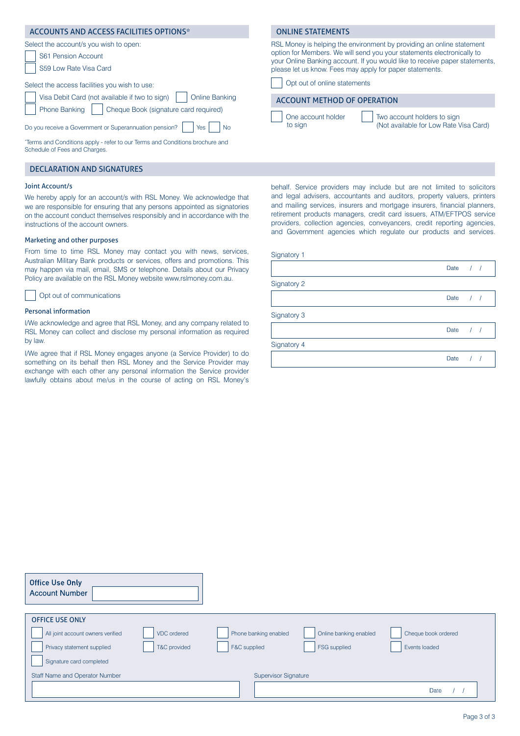## ACCOUNTS AND ACCESS FACILITIES OPTIONS*

Select the account/s you wish to open:

- ☐ S61 Pension Account
- ☐ S59 Low Rate Visa Card

Select the access facilities you wish to use:

- ☐ Visa Debit Card (not available if two to sign) ☐ Online Banking
- ☐ Phone Banking ☐ Cheque Book (signature card required)

Do you receive a Government or Superannuation pension? ☐ Yes ☐ No

*Terms and Conditions apply - refer to our Terms and Conditions brochure and Schedule of Fees and Charges.

## ONLINE STATEMENTS

RSL Money is helping the environment by providing an online statement option for Members. We will send you your statements electronically to your Online Banking account. If you would like to receive paper statements, please let us know. Fees may apply for paper statements.

☐ Opt out of online statements

## ACCOUNT METHOD OF OPERATION

☐ One account holder to sign ☐ Two account holders to sign (Not available for Low Rate Visa Card)

## DECLARATION AND SIGNATURES

### Joint Account/s

We hereby apply for an account/s with RSL Money. We acknowledge that we are responsible for ensuring that any persons appointed as signatories on the account conduct themselves responsibly and in accordance with the instructions of the account owners.

### Marketing and other purposes

From time to time RSL Money may contact you with news, services, Australian Military Bank products or services, offers and promotions. This may happen via mail, email, SMS or telephone. Details about our Privacy Policy are available on the RSL Money website www.rslmoney.com.au.

☐ Opt out of communications

### Personal information

I/We acknowledge and agree that RSL Money, and any company related to RSL Money can collect and disclose my personal information as required by law.

I/We agree that if RSL Money engages anyone (a Service Provider) to do something on its behalf then RSL Money and the Service Provider may exchange with each other any personal information the Service provider lawfully obtains about me/us in the course of acting on RSL Money's behalf. Service providers may include but are not limited to solicitors and legal advisers, accountants and auditors, property valuers, printers and mailing services, insurers and mortgage insurers, financial planners, retirement products managers, credit card issuers, ATM/EFTPOS service providers, collection agencies, conveyancers, credit reporting agencies, and Government agencies which regulate our products and services.

Signatory 1 ____________________ Date / /

Signatory 2 ____________________ Date / /

Signatory 3 ____________________ Date / /

Signatory 4 ____________________ Date / /

**Office Use Only**
**Account Number** ____________________

## OFFICE USE ONLY

- ☐ All joint account owners verified
- ☐ VDC ordered
- ☐ Phone banking enabled
- ☐ Online banking enabled
- ☐ Cheque book ordered
- ☐ Privacy statement supplied
- ☐ T&C provided
- ☐ F&C supplied
- ☐ FSG supplied
- ☐ Events loaded
- ☐ Signature card completed

Staff Name and Operator Number ____________________

Supervisor Signature ____________________ Date / /